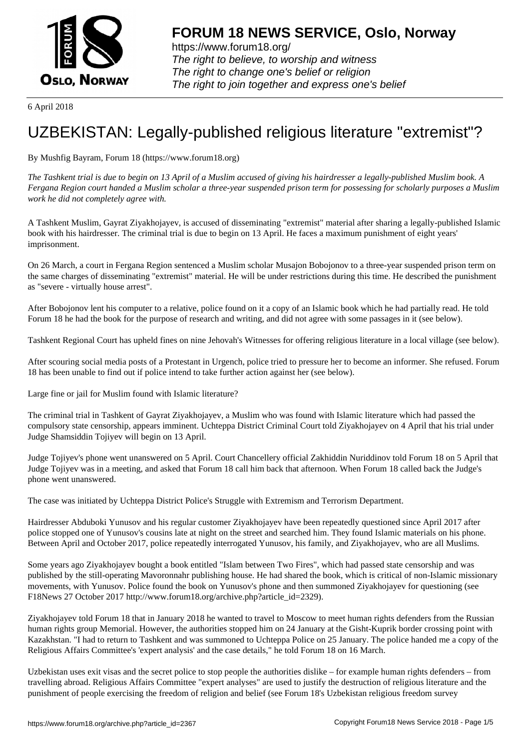# FORUM 18 NEWS SERVICE, Oslo, Norway

https://www.forum18.org/
*The right to believe, to worship and witness*
*The right to change one's belief or religion*
*The right to join together and express one's belief*

6 April 2018

# UZBEKISTAN: Legally-published religious literature "extremist"?

By Mushfig Bayram, Forum 18 (https://www.forum18.org)

*The Tashkent trial is due to begin on 13 April of a Muslim accused of giving his hairdresser a legally-published Muslim book. A Fergana Region court handed a Muslim scholar a three-year suspended prison term for possessing for scholarly purposes a Muslim work he did not completely agree with.*

A Tashkent Muslim, Gayrat Ziyakhojayev, is accused of disseminating "extremist" material after sharing a legally-published Islamic book with his hairdresser. The criminal trial is due to begin on 13 April. He faces a maximum punishment of eight years' imprisonment.

On 26 March, a court in Fergana Region sentenced a Muslim scholar Musajon Bobojonov to a three-year suspended prison term on the same charges of disseminating "extremist" material. He will be under restrictions during this time. He described the punishment as "severe - virtually house arrest".

After Bobojonov lent his computer to a relative, police found on it a copy of an Islamic book which he had partially read. He told Forum 18 he had the book for the purpose of research and writing, and did not agree with some passages in it (see below).

Tashkent Regional Court has upheld fines on nine Jehovah's Witnesses for offering religious literature in a local village (see below).

After scouring social media posts of a Protestant in Urgench, police tried to pressure her to become an informer. She refused. Forum 18 has been unable to find out if police intend to take further action against her (see below).

Large fine or jail for Muslim found with Islamic literature?

The criminal trial in Tashkent of Gayrat Ziyakhojayev, a Muslim who was found with Islamic literature which had passed the compulsory state censorship, appears imminent. Uchteppa District Criminal Court told Ziyakhojayev on 4 April that his trial under Judge Shamsiddin Tojiyev will begin on 13 April.

Judge Tojiyev's phone went unanswered on 5 April. Court Chancellery official Zakhiddin Nuriddinov told Forum 18 on 5 April that Judge Tojiyev was in a meeting, and asked that Forum 18 call him back that afternoon. When Forum 18 called back the Judge's phone went unanswered.

The case was initiated by Uchteppa District Police's Struggle with Extremism and Terrorism Department.

Hairdresser Abduboki Yunusov and his regular customer Ziyakhojayev have been repeatedly questioned since April 2017 after police stopped one of Yunusov's cousins late at night on the street and searched him. They found Islamic materials on his phone. Between April and October 2017, police repeatedly interrogated Yunusov, his family, and Ziyakhojayev, who are all Muslims.

Some years ago Ziyakhojayev bought a book entitled "Islam between Two Fires", which had passed state censorship and was published by the still-operating Mavoronnahr publishing house. He had shared the book, which is critical of non-Islamic missionary movements, with Yunusov. Police found the book on Yunusov's phone and then summoned Ziyakhojayev for questioning (see F18News 27 October 2017 http://www.forum18.org/archive.php?article_id=2329).

Ziyakhojayev told Forum 18 that in January 2018 he wanted to travel to Moscow to meet human rights defenders from the Russian human rights group Memorial. However, the authorities stopped him on 24 January at the Gisht-Kuprik border crossing point with Kazakhstan. "I had to return to Tashkent and was summoned to Uchteppa Police on 25 January. The police handed me a copy of the Religious Affairs Committee's 'expert analysis' and the case details," he told Forum 18 on 16 March.

Uzbekistan uses exit visas and the secret police to stop people the authorities dislike – for example human rights defenders – from travelling abroad. Religious Affairs Committee "expert analyses" are used to justify the destruction of religious literature and the punishment of people exercising the freedom of religion and belief (see Forum 18's Uzbekistan religious freedom survey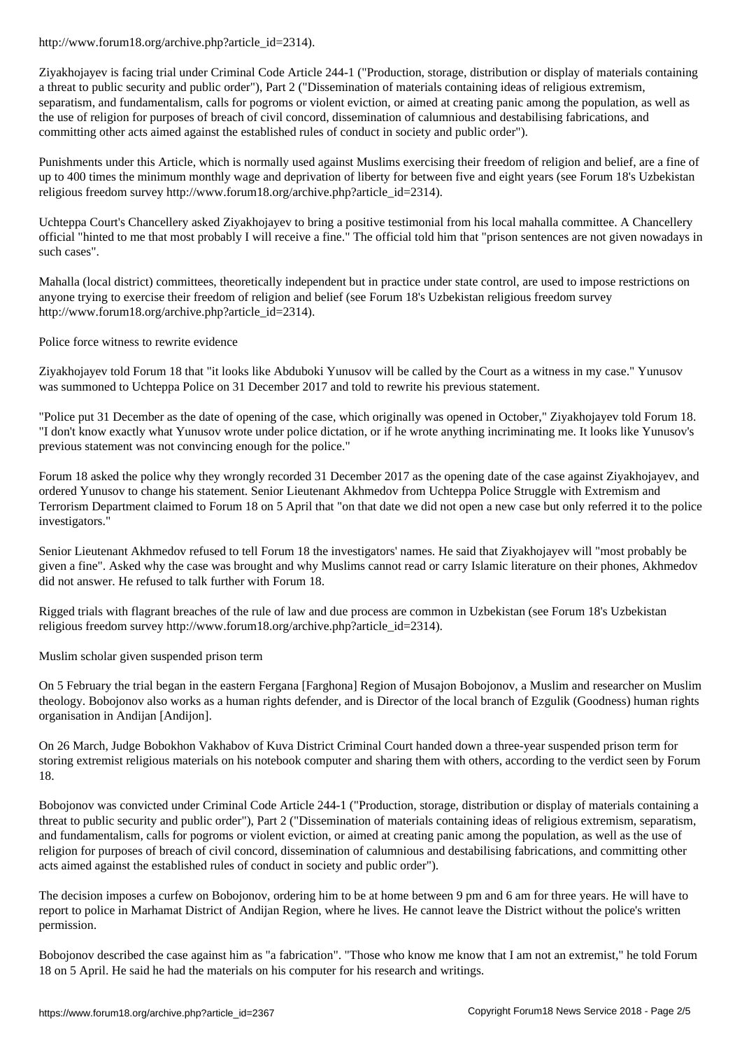http://www.forum18.org/archive.php?article_id=2314).

Ziyakhojayev is facing trial under Criminal Code Article 244-1 ("Production, storage, distribution or display of materials containing a threat to public security and public order"), Part 2 ("Dissemination of materials containing ideas of religious extremism, separatism, and fundamentalism, calls for pogroms or violent eviction, or aimed at creating panic among the population, as well as the use of religion for purposes of breach of civil concord, dissemination of calumnious and destabilising fabrications, and committing other acts aimed against the established rules of conduct in society and public order").

Punishments under this Article, which is normally used against Muslims exercising their freedom of religion and belief, are a fine of up to 400 times the minimum monthly wage and deprivation of liberty for between five and eight years (see Forum 18's Uzbekistan religious freedom survey http://www.forum18.org/archive.php?article_id=2314).

Uchteppa Court's Chancellery asked Ziyakhojayev to bring a positive testimonial from his local mahalla committee. A Chancellery official "hinted to me that most probably I will receive a fine." The official told him that "prison sentences are not given nowadays in such cases".

Mahalla (local district) committees, theoretically independent but in practice under state control, are used to impose restrictions on anyone trying to exercise their freedom of religion and belief (see Forum 18's Uzbekistan religious freedom survey http://www.forum18.org/archive.php?article_id=2314).

## Police force witness to rewrite evidence

Ziyakhojayev told Forum 18 that "it looks like Abduboki Yunusov will be called by the Court as a witness in my case." Yunusov was summoned to Uchteppa Police on 31 December 2017 and told to rewrite his previous statement.

"Police put 31 December as the date of opening of the case, which originally was opened in October," Ziyakhojayev told Forum 18. "I don't know exactly what Yunusov wrote under police dictation, or if he wrote anything incriminating me. It looks like Yunusov's previous statement was not convincing enough for the police."

Forum 18 asked the police why they wrongly recorded 31 December 2017 as the opening date of the case against Ziyakhojayev, and ordered Yunusov to change his statement. Senior Lieutenant Akhmedov from Uchteppa Police Struggle with Extremism and Terrorism Department claimed to Forum 18 on 5 April that "on that date we did not open a new case but only referred it to the police investigators."

Senior Lieutenant Akhmedov refused to tell Forum 18 the investigators' names. He said that Ziyakhojayev will "most probably be given a fine". Asked why the case was brought and why Muslims cannot read or carry Islamic literature on their phones, Akhmedov did not answer. He refused to talk further with Forum 18.

Rigged trials with flagrant breaches of the rule of law and due process are common in Uzbekistan (see Forum 18's Uzbekistan religious freedom survey http://www.forum18.org/archive.php?article_id=2314).

## Muslim scholar given suspended prison term

On 5 February the trial began in the eastern Fergana [Farghona] Region of Musajon Bobojonov, a Muslim and researcher on Muslim theology. Bobojonov also works as a human rights defender, and is Director of the local branch of Ezgulik (Goodness) human rights organisation in Andijan [Andijon].

On 26 March, Judge Bobokhon Vakhabov of Kuva District Criminal Court handed down a three-year suspended prison term for storing extremist religious materials on his notebook computer and sharing them with others, according to the verdict seen by Forum 18.

Bobojonov was convicted under Criminal Code Article 244-1 ("Production, storage, distribution or display of materials containing a threat to public security and public order"), Part 2 ("Dissemination of materials containing ideas of religious extremism, separatism, and fundamentalism, calls for pogroms or violent eviction, or aimed at creating panic among the population, as well as the use of religion for purposes of breach of civil concord, dissemination of calumnious and destabilising fabrications, and committing other acts aimed against the established rules of conduct in society and public order").

The decision imposes a curfew on Bobojonov, ordering him to be at home between 9 pm and 6 am for three years. He will have to report to police in Marhamat District of Andijan Region, where he lives. He cannot leave the District without the police's written permission.

Bobojonov described the case against him as "a fabrication". "Those who know me know that I am not an extremist," he told Forum 18 on 5 April. He said he had the materials on his computer for his research and writings.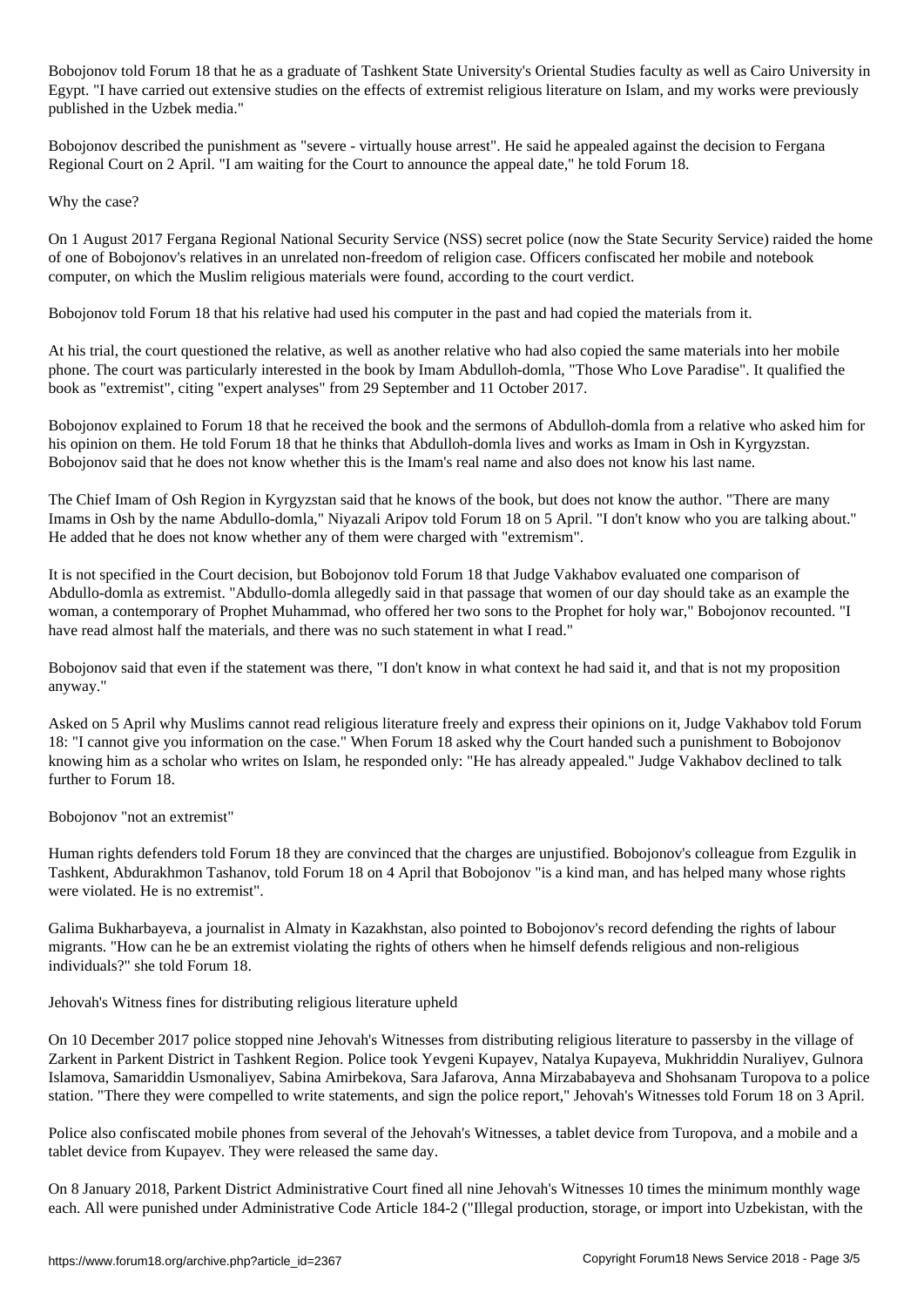Bobojonov told Forum 18 that he as a graduate of Tashkent State University's Oriental Studies faculty as well as Cairo University in Egypt. "I have carried out extensive studies on the effects of extremist religious literature on Islam, and my works were previously published in the Uzbek media."

Bobojonov described the punishment as "severe - virtually house arrest". He said he appealed against the decision to Fergana Regional Court on 2 April. "I am waiting for the Court to announce the appeal date," he told Forum 18.

## Why the case?

On 1 August 2017 Fergana Regional National Security Service (NSS) secret police (now the State Security Service) raided the home of one of Bobojonov's relatives in an unrelated non-freedom of religion case. Officers confiscated her mobile and notebook computer, on which the Muslim religious materials were found, according to the court verdict.

Bobojonov told Forum 18 that his relative had used his computer in the past and had copied the materials from it.

At his trial, the court questioned the relative, as well as another relative who had also copied the same materials into her mobile phone. The court was particularly interested in the book by Imam Abdulloh-domla, "Those Who Love Paradise". It qualified the book as "extremist", citing "expert analyses" from 29 September and 11 October 2017.

Bobojonov explained to Forum 18 that he received the book and the sermons of Abdulloh-domla from a relative who asked him for his opinion on them. He told Forum 18 that he thinks that Abdulloh-domla lives and works as Imam in Osh in Kyrgyzstan. Bobojonov said that he does not know whether this is the Imam's real name and also does not know his last name.

The Chief Imam of Osh Region in Kyrgyzstan said that he knows of the book, but does not know the author. "There are many Imams in Osh by the name Abdullo-domla," Niyazali Aripov told Forum 18 on 5 April. "I don't know who you are talking about." He added that he does not know whether any of them were charged with "extremism".

It is not specified in the Court decision, but Bobojonov told Forum 18 that Judge Vakhabov evaluated one comparison of Abdullo-domla as extremist. "Abdullo-domla allegedly said in that passage that women of our day should take as an example the woman, a contemporary of Prophet Muhammad, who offered her two sons to the Prophet for holy war," Bobojonov recounted. "I have read almost half the materials, and there was no such statement in what I read."

Bobojonov said that even if the statement was there, "I don't know in what context he had said it, and that is not my proposition anyway."

Asked on 5 April why Muslims cannot read religious literature freely and express their opinions on it, Judge Vakhabov told Forum 18: "I cannot give you information on the case." When Forum 18 asked why the Court handed such a punishment to Bobojonov knowing him as a scholar who writes on Islam, he responded only: "He has already appealed." Judge Vakhabov declined to talk further to Forum 18.

## Bobojonov "not an extremist"

Human rights defenders told Forum 18 they are convinced that the charges are unjustified. Bobojonov's colleague from Ezgulik in Tashkent, Abdurakhmon Tashanov, told Forum 18 on 4 April that Bobojonov "is a kind man, and has helped many whose rights were violated. He is no extremist".

Galima Bukharbayeva, a journalist in Almaty in Kazakhstan, also pointed to Bobojonov's record defending the rights of labour migrants. "How can he be an extremist violating the rights of others when he himself defends religious and non-religious individuals?" she told Forum 18.

## Jehovah's Witness fines for distributing religious literature upheld

On 10 December 2017 police stopped nine Jehovah's Witnesses from distributing religious literature to passersby in the village of Zarkent in Parkent District in Tashkent Region. Police took Yevgeni Kupayev, Natalya Kupayeva, Mukhriddin Nuraliyev, Gulnora Islamova, Samariddin Usmonaliyev, Sabina Amirbekova, Sara Jafarova, Anna Mirzababayeva and Shohsanam Turopova to a police station. "There they were compelled to write statements, and sign the police report," Jehovah's Witnesses told Forum 18 on 3 April.

Police also confiscated mobile phones from several of the Jehovah's Witnesses, a tablet device from Turopova, and a mobile and a tablet device from Kupayev. They were released the same day.

On 8 January 2018, Parkent District Administrative Court fined all nine Jehovah's Witnesses 10 times the minimum monthly wage each. All were punished under Administrative Code Article 184-2 ("Illegal production, storage, or import into Uzbekistan, with the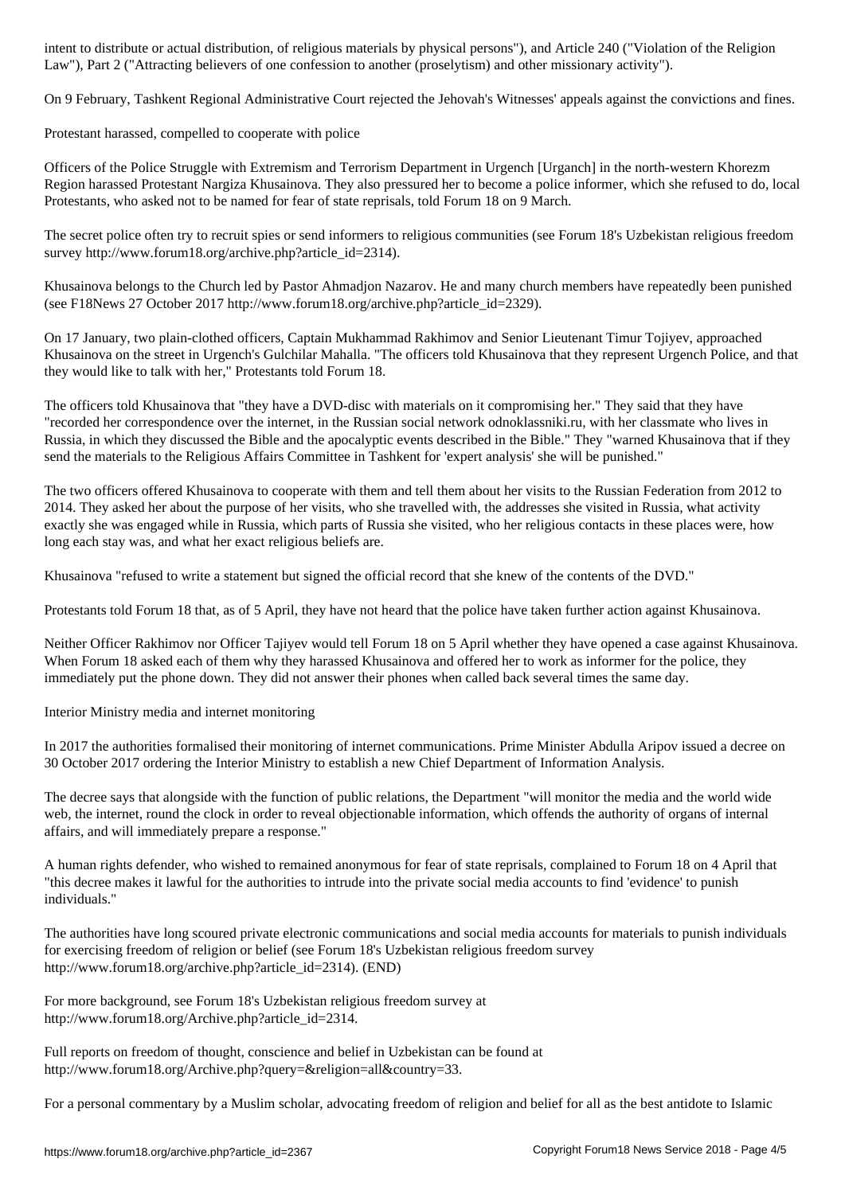intent to distribute or actual distribution, of religious materials by physical persons"), and Article 240 ("Violation of the Religion Law"), Part 2 ("Attracting believers of one confession to another (proselytism) and other missionary activity").

On 9 February, Tashkent Regional Administrative Court rejected the Jehovah's Witnesses' appeals against the convictions and fines.

## Protestant harassed, compelled to cooperate with police

Officers of the Police Struggle with Extremism and Terrorism Department in Urgench [Urganch] in the north-western Khorezm Region harassed Protestant Nargiza Khusainova. They also pressured her to become a police informer, which she refused to do, local Protestants, who asked not to be named for fear of state reprisals, told Forum 18 on 9 March.

The secret police often try to recruit spies or send informers to religious communities (see Forum 18's Uzbekistan religious freedom survey http://www.forum18.org/archive.php?article_id=2314).

Khusainova belongs to the Church led by Pastor Ahmadjon Nazarov. He and many church members have repeatedly been punished (see F18News 27 October 2017 http://www.forum18.org/archive.php?article_id=2329).

On 17 January, two plain-clothed officers, Captain Mukhammad Rakhimov and Senior Lieutenant Timur Tojiyev, approached Khusainova on the street in Urgench's Gulchilar Mahalla. "The officers told Khusainova that they represent Urgench Police, and that they would like to talk with her," Protestants told Forum 18.

The officers told Khusainova that "they have a DVD-disc with materials on it compromising her." They said that they have "recorded her correspondence over the internet, in the Russian social network odnoklassniki.ru, with her classmate who lives in Russia, in which they discussed the Bible and the apocalyptic events described in the Bible." They "warned Khusainova that if they send the materials to the Religious Affairs Committee in Tashkent for 'expert analysis' she will be punished."

The two officers offered Khusainova to cooperate with them and tell them about her visits to the Russian Federation from 2012 to 2014. They asked her about the purpose of her visits, who she travelled with, the addresses she visited in Russia, what activity exactly she was engaged while in Russia, which parts of Russia she visited, who her religious contacts in these places were, how long each stay was, and what her exact religious beliefs are.

Khusainova "refused to write a statement but signed the official record that she knew of the contents of the DVD."

Protestants told Forum 18 that, as of 5 April, they have not heard that the police have taken further action against Khusainova.

Neither Officer Rakhimov nor Officer Tajiyev would tell Forum 18 on 5 April whether they have opened a case against Khusainova. When Forum 18 asked each of them why they harassed Khusainova and offered her to work as informer for the police, they immediately put the phone down. They did not answer their phones when called back several times the same day.

## Interior Ministry media and internet monitoring

In 2017 the authorities formalised their monitoring of internet communications. Prime Minister Abdulla Aripov issued a decree on 30 October 2017 ordering the Interior Ministry to establish a new Chief Department of Information Analysis.

The decree says that alongside with the function of public relations, the Department "will monitor the media and the world wide web, the internet, round the clock in order to reveal objectionable information, which offends the authority of organs of internal affairs, and will immediately prepare a response."

A human rights defender, who wished to remained anonymous for fear of state reprisals, complained to Forum 18 on 4 April that "this decree makes it lawful for the authorities to intrude into the private social media accounts to find 'evidence' to punish individuals."

The authorities have long scoured private electronic communications and social media accounts for materials to punish individuals for exercising freedom of religion or belief (see Forum 18's Uzbekistan religious freedom survey http://www.forum18.org/archive.php?article_id=2314). (END)

For more background, see Forum 18's Uzbekistan religious freedom survey at http://www.forum18.org/Archive.php?article_id=2314.

Full reports on freedom of thought, conscience and belief in Uzbekistan can be found at http://www.forum18.org/Archive.php?query=&religion=all&country=33.

For a personal commentary by a Muslim scholar, advocating freedom of religion and belief for all as the best antidote to Islamic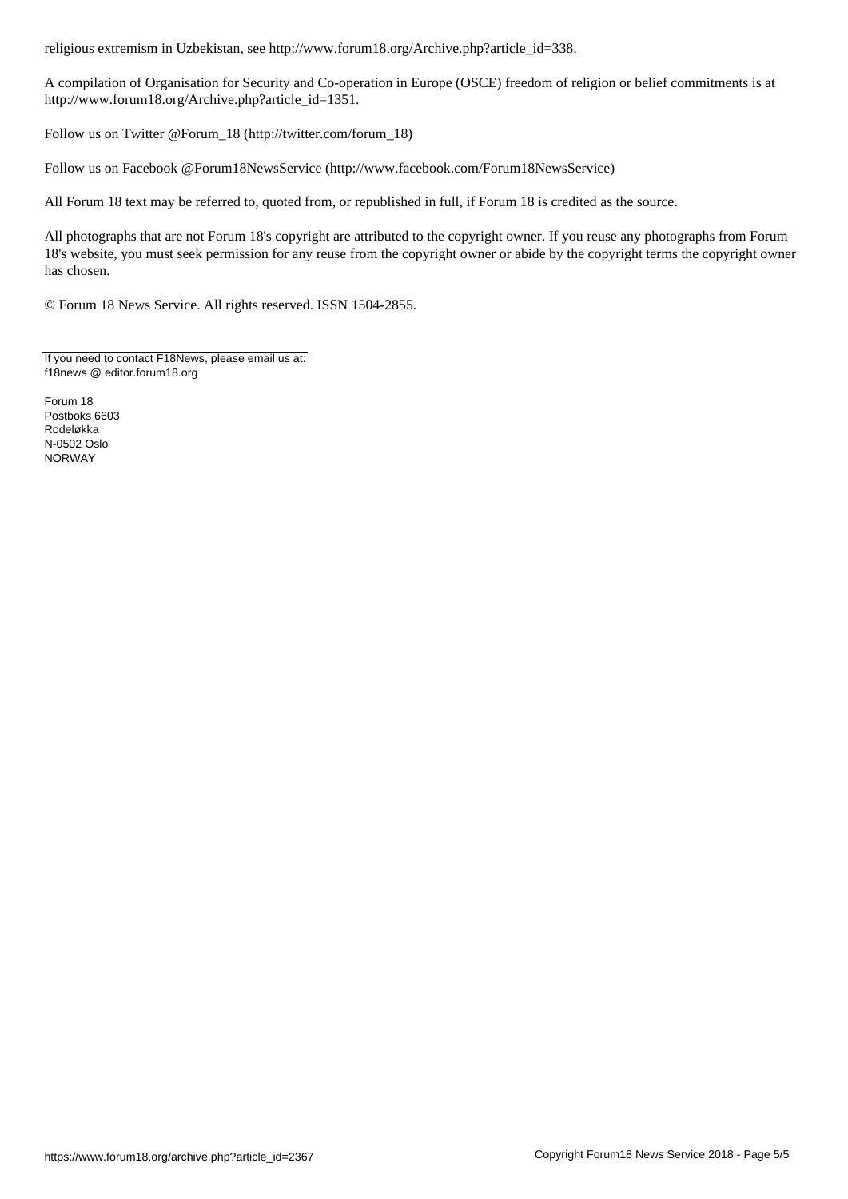religious extremism in Uzbekistan, see http://www.forum18.org/Archive.php?article_id=338.

A compilation of Organisation for Security and Co-operation in Europe (OSCE) freedom of religion or belief commitments is at http://www.forum18.org/Archive.php?article_id=1351.

Follow us on Twitter @Forum_18 (http://twitter.com/forum_18)

Follow us on Facebook @Forum18NewsService (http://www.facebook.com/Forum18NewsService)

All Forum 18 text may be referred to, quoted from, or republished in full, if Forum 18 is credited as the source.

All photographs that are not Forum 18's copyright are attributed to the copyright owner. If you reuse any photographs from Forum 18's website, you must seek permission for any reuse from the copyright owner or abide by the copyright terms the copyright owner has chosen.

© Forum 18 News Service. All rights reserved. ISSN 1504-2855.

If you need to contact F18News, please email us at:
f18news @ editor.forum18.org

Forum 18
Postboks 6603
Rodeløkka
N-0502 Oslo
NORWAY